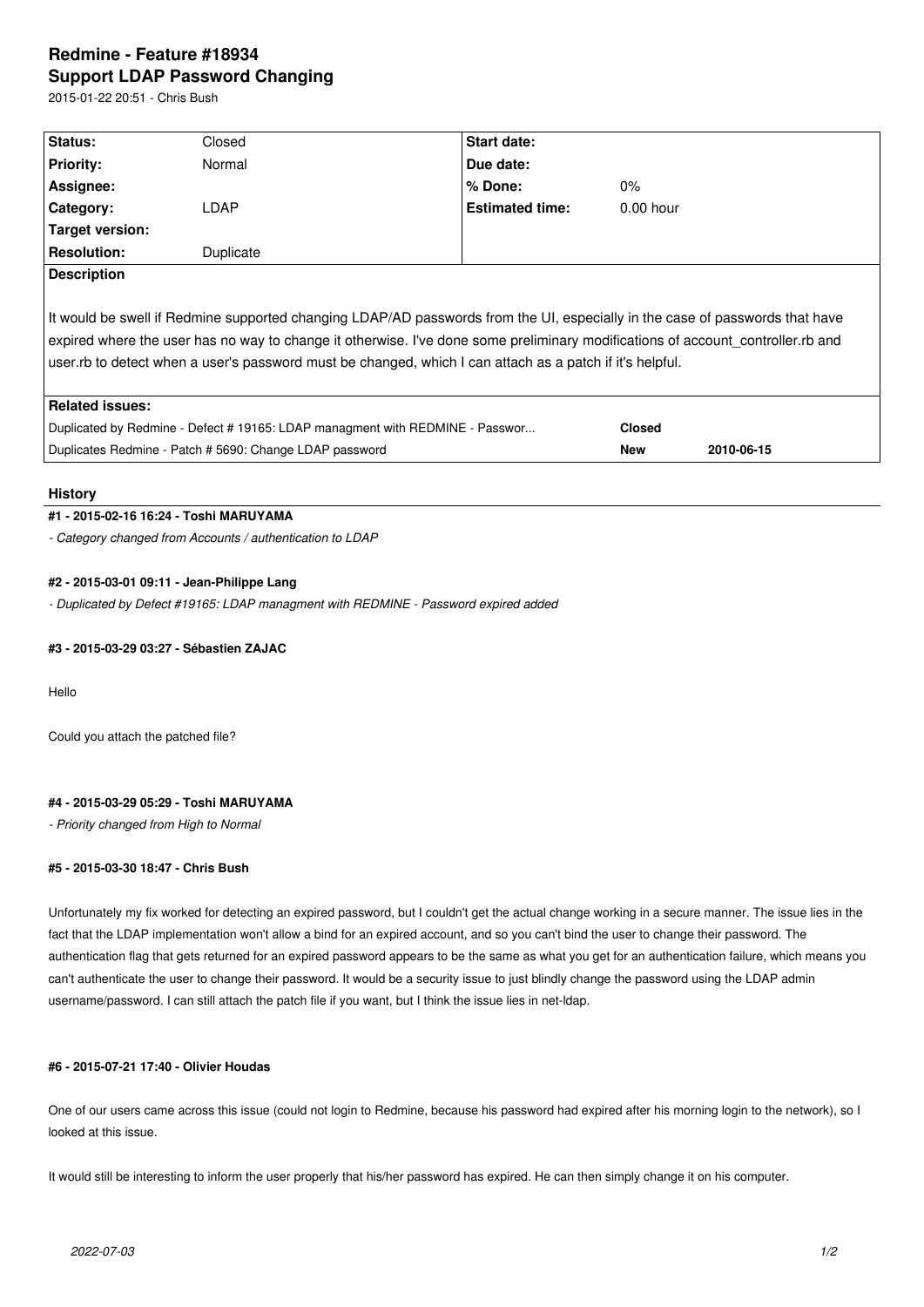# Redmine - Feature #18934
# Support LDAP Password Changing

2015-01-22 20:51 - Chris Bush

| **Status:** | Closed | **Start date:** | |
|---|---|---|---|
| **Priority:** | Normal | **Due date:** | |
| **Assignee:** | | **% Done:** | 0% |
| **Category:** | LDAP | **Estimated time:** | 0.00 hour |
| **Target version:** | | | |
| **Resolution:** | Duplicate | | |

**Description**

It would be swell if Redmine supported changing LDAP/AD passwords from the UI, especially in the case of passwords that have expired where the user has no way to change it otherwise. I've done some preliminary modifications of account_controller.rb and user.rb to detect when a user's password must be changed, which I can attach as a patch if it's helpful.

**Related issues:**

| | | |
|---|---|---|
| Duplicated by Redmine - Defect # 19165: LDAP managment with REDMINE - Passwor... | **Closed** | |
| Duplicates Redmine - Patch # 5690: Change LDAP password | **New** | **2010-06-15** |

## History

### #1 - 2015-02-16 16:24 - Toshi MARUYAMA

*- Category changed from Accounts / authentication to LDAP*

### #2 - 2015-03-01 09:11 - Jean-Philippe Lang

*- Duplicated by Defect #19165: LDAP managment with REDMINE - Password expired added*

### #3 - 2015-03-29 03:27 - Sébastien ZAJAC

Hello

Could you attach the patched file?

### #4 - 2015-03-29 05:29 - Toshi MARUYAMA

*- Priority changed from High to Normal*

### #5 - 2015-03-30 18:47 - Chris Bush

Unfortunately my fix worked for detecting an expired password, but I couldn't get the actual change working in a secure manner. The issue lies in the fact that the LDAP implementation won't allow a bind for an expired account, and so you can't bind the user to change their password. The authentication flag that gets returned for an expired password appears to be the same as what you get for an authentication failure, which means you can't authenticate the user to change their password. It would be a security issue to just blindly change the password using the LDAP admin username/password. I can still attach the patch file if you want, but I think the issue lies in net-ldap.

### #6 - 2015-07-21 17:40 - Olivier Houdas

One of our users came across this issue (could not login to Redmine, because his password had expired after his morning login to the network), so I looked at this issue.

It would still be interesting to inform the user properly that his/her password has expired. He can then simply change it on his computer.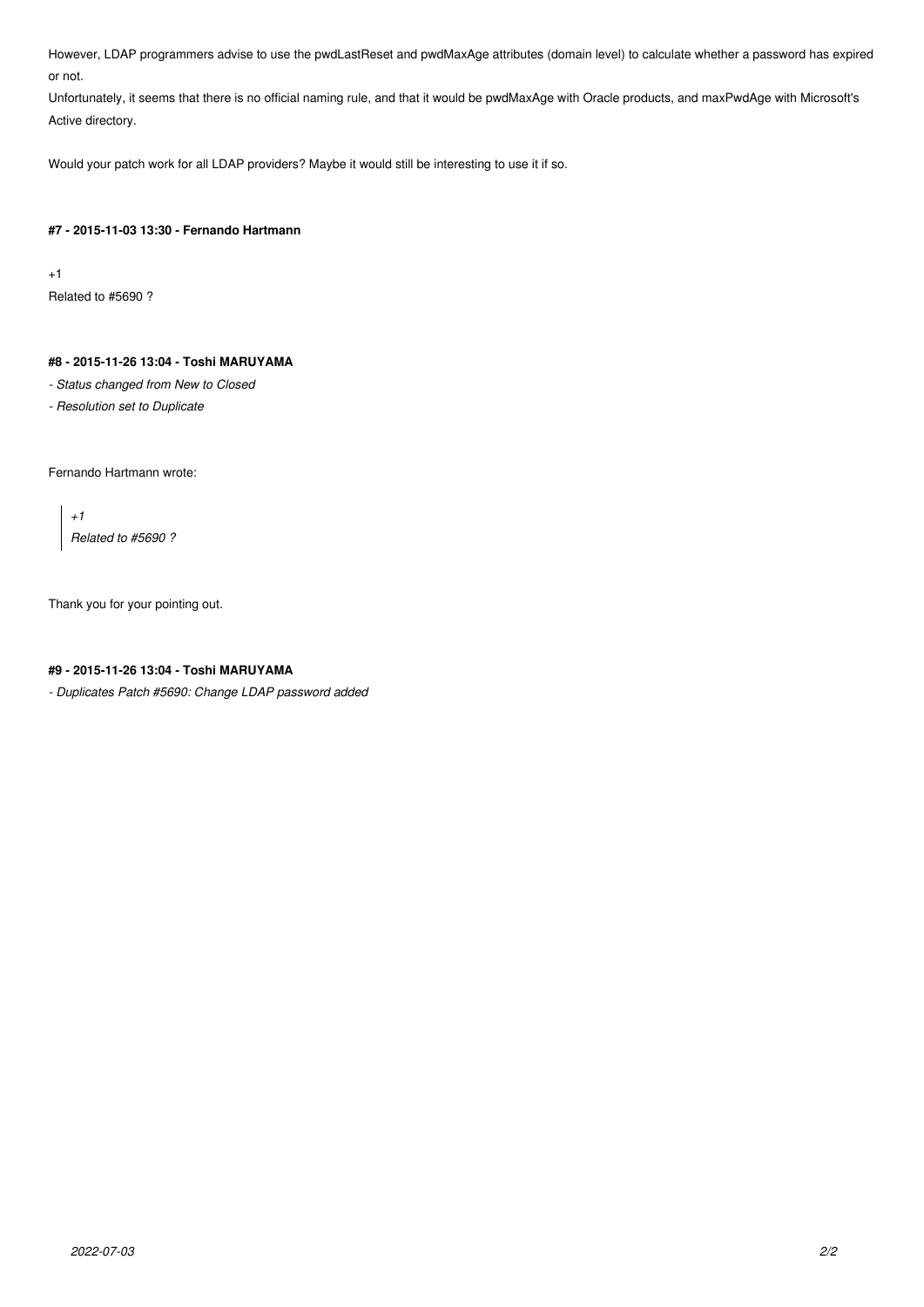However, LDAP programmers advise to use the pwdLastReset and pwdMaxAge attributes (domain level) to calculate whether a password has expired or not.

Unfortunately, it seems that there is no official naming rule, and that it would be pwdMaxAge with Oracle products, and maxPwdAge with Microsoft's Active directory.

Would your patch work for all LDAP providers? Maybe it would still be interesting to use it if so.

#### #7 - 2015-11-03 13:30 - Fernando Hartmann

+1
Related to #5690 ?

#### #8 - 2015-11-26 13:04 - Toshi MARUYAMA

- *Status changed from New to Closed*
- *Resolution set to Duplicate*

Fernando Hartmann wrote:

> *+1*
> *Related to #5690 ?*

Thank you for your pointing out.

#### #9 - 2015-11-26 13:04 - Toshi MARUYAMA

- *Duplicates Patch #5690: Change LDAP password added*